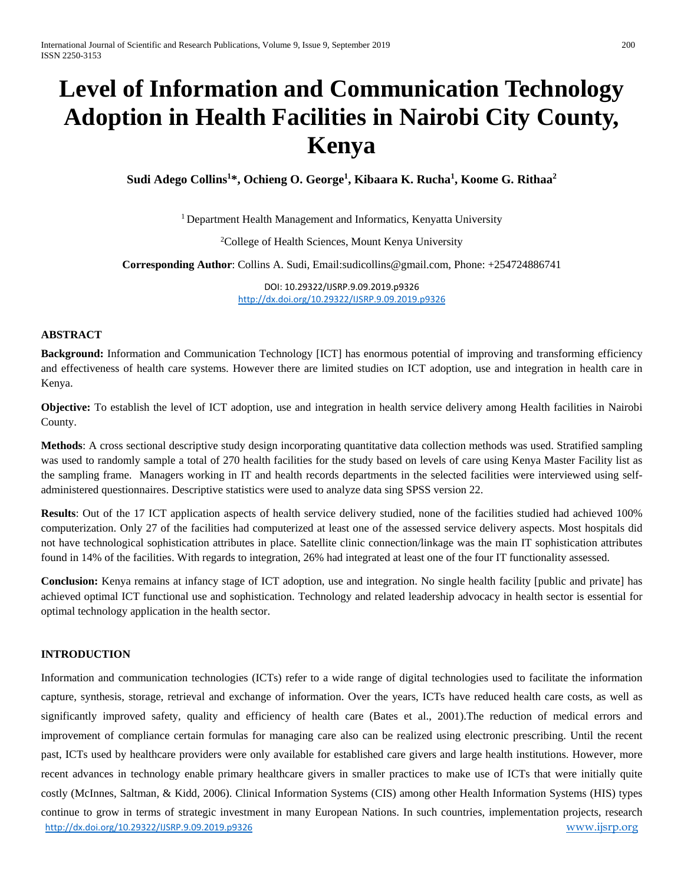# Level of Information and Communication Technology Adoption in Health Facilities in Nairobi City County, Kenya

**Sudi Adego Collins[1]*, Ochieng O. George[1], Kibaara K. Rucha[1], Koome G. Rithaa[2]**

[1] Department Health Management and Informatics, Kenyatta University

[2]College of Health Sciences, Mount Kenya University

**Corresponding Author**: Collins A. Sudi, Email:sudicollins@gmail.com, Phone: +254724886741

DOI: 10.29322/IJSRP.9.09.2019.p9326
http://dx.doi.org/10.29322/IJSRP.9.09.2019.p9326

## ABSTRACT

**Background:** Information and Communication Technology [ICT] has enormous potential of improving and transforming efficiency and effectiveness of health care systems. However there are limited studies on ICT adoption, use and integration in health care in Kenya.

**Objective:** To establish the level of ICT adoption, use and integration in health service delivery among Health facilities in Nairobi County.

**Methods**: A cross sectional descriptive study design incorporating quantitative data collection methods was used. Stratified sampling was used to randomly sample a total of 270 health facilities for the study based on levels of care using Kenya Master Facility list as the sampling frame. Managers working in IT and health records departments in the selected facilities were interviewed using self-administered questionnaires. Descriptive statistics were used to analyze data sing SPSS version 22.

**Results**: Out of the 17 ICT application aspects of health service delivery studied, none of the facilities studied had achieved 100% computerization. Only 27 of the facilities had computerized at least one of the assessed service delivery aspects. Most hospitals did not have technological sophistication attributes in place. Satellite clinic connection/linkage was the main IT sophistication attributes found in 14% of the facilities. With regards to integration, 26% had integrated at least one of the four IT functionality assessed.

**Conclusion:** Kenya remains at infancy stage of ICT adoption, use and integration. No single health facility [public and private] has achieved optimal ICT functional use and sophistication. Technology and related leadership advocacy in health sector is essential for optimal technology application in the health sector.

## INTRODUCTION

Information and communication technologies (ICTs) refer to a wide range of digital technologies used to facilitate the information capture, synthesis, storage, retrieval and exchange of information. Over the years, ICTs have reduced health care costs, as well as significantly improved safety, quality and efficiency of health care (Bates et al., 2001).The reduction of medical errors and improvement of compliance certain formulas for managing care also can be realized using electronic prescribing. Until the recent past, ICTs used by healthcare providers were only available for established care givers and large health institutions. However, more recent advances in technology enable primary healthcare givers in smaller practices to make use of ICTs that were initially quite costly (McInnes, Saltman, & Kidd, 2006). Clinical Information Systems (CIS) among other Health Information Systems (HIS) types continue to grow in terms of strategic investment in many European Nations. In such countries, implementation projects, research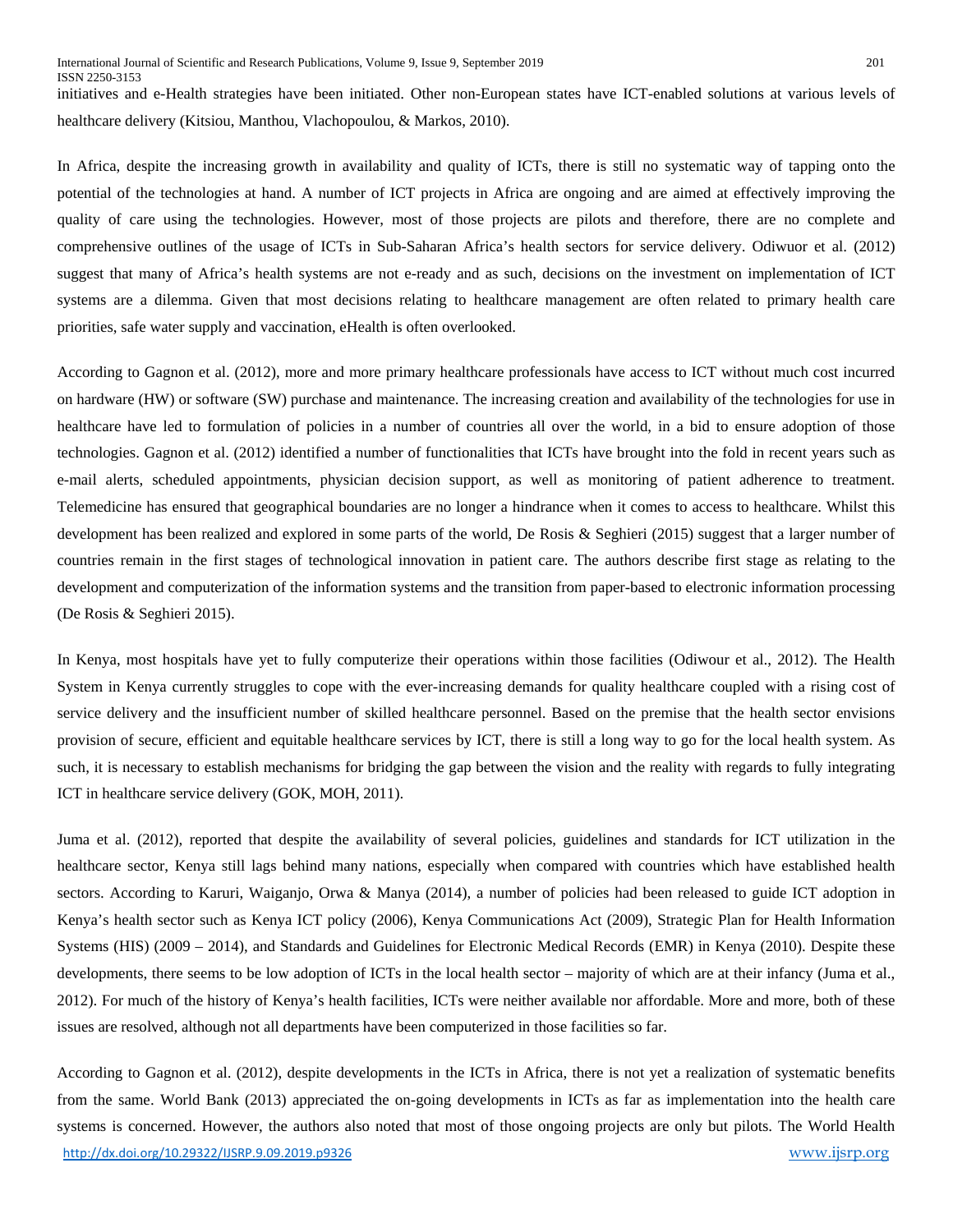initiatives and e-Health strategies have been initiated. Other non-European states have ICT-enabled solutions at various levels of healthcare delivery (Kitsiou, Manthou, Vlachopoulou, & Markos, 2010).

In Africa, despite the increasing growth in availability and quality of ICTs, there is still no systematic way of tapping onto the potential of the technologies at hand. A number of ICT projects in Africa are ongoing and are aimed at effectively improving the quality of care using the technologies. However, most of those projects are pilots and therefore, there are no complete and comprehensive outlines of the usage of ICTs in Sub-Saharan Africa's health sectors for service delivery. Odiwuor et al. (2012) suggest that many of Africa's health systems are not e-ready and as such, decisions on the investment on implementation of ICT systems are a dilemma. Given that most decisions relating to healthcare management are often related to primary health care priorities, safe water supply and vaccination, eHealth is often overlooked.

According to Gagnon et al. (2012), more and more primary healthcare professionals have access to ICT without much cost incurred on hardware (HW) or software (SW) purchase and maintenance. The increasing creation and availability of the technologies for use in healthcare have led to formulation of policies in a number of countries all over the world, in a bid to ensure adoption of those technologies. Gagnon et al. (2012) identified a number of functionalities that ICTs have brought into the fold in recent years such as e-mail alerts, scheduled appointments, physician decision support, as well as monitoring of patient adherence to treatment. Telemedicine has ensured that geographical boundaries are no longer a hindrance when it comes to access to healthcare. Whilst this development has been realized and explored in some parts of the world, De Rosis & Seghieri (2015) suggest that a larger number of countries remain in the first stages of technological innovation in patient care. The authors describe first stage as relating to the development and computerization of the information systems and the transition from paper-based to electronic information processing (De Rosis & Seghieri 2015).

In Kenya, most hospitals have yet to fully computerize their operations within those facilities (Odiwour et al., 2012). The Health System in Kenya currently struggles to cope with the ever-increasing demands for quality healthcare coupled with a rising cost of service delivery and the insufficient number of skilled healthcare personnel. Based on the premise that the health sector envisions provision of secure, efficient and equitable healthcare services by ICT, there is still a long way to go for the local health system. As such, it is necessary to establish mechanisms for bridging the gap between the vision and the reality with regards to fully integrating ICT in healthcare service delivery (GOK, MOH, 2011).

Juma et al. (2012), reported that despite the availability of several policies, guidelines and standards for ICT utilization in the healthcare sector, Kenya still lags behind many nations, especially when compared with countries which have established health sectors. According to Karuri, Waiganjo, Orwa & Manya (2014), a number of policies had been released to guide ICT adoption in Kenya's health sector such as Kenya ICT policy (2006), Kenya Communications Act (2009), Strategic Plan for Health Information Systems (HIS) (2009 – 2014), and Standards and Guidelines for Electronic Medical Records (EMR) in Kenya (2010). Despite these developments, there seems to be low adoption of ICTs in the local health sector – majority of which are at their infancy (Juma et al., 2012). For much of the history of Kenya's health facilities, ICTs were neither available nor affordable. More and more, both of these issues are resolved, although not all departments have been computerized in those facilities so far.

According to Gagnon et al. (2012), despite developments in the ICTs in Africa, there is not yet a realization of systematic benefits from the same. World Bank (2013) appreciated the on-going developments in ICTs as far as implementation into the health care systems is concerned. However, the authors also noted that most of those ongoing projects are only but pilots. The World Health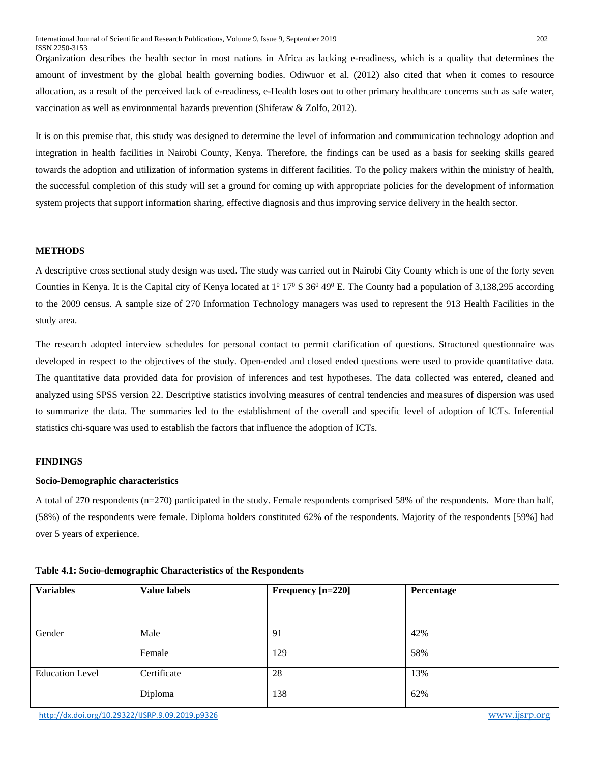Organization describes the health sector in most nations in Africa as lacking e-readiness, which is a quality that determines the amount of investment by the global health governing bodies. Odiwuor et al. (2012) also cited that when it comes to resource allocation, as a result of the perceived lack of e-readiness, e-Health loses out to other primary healthcare concerns such as safe water, vaccination as well as environmental hazards prevention (Shiferaw & Zolfo, 2012).

It is on this premise that, this study was designed to determine the level of information and communication technology adoption and integration in health facilities in Nairobi County, Kenya. Therefore, the findings can be used as a basis for seeking skills geared towards the adoption and utilization of information systems in different facilities. To the policy makers within the ministry of health, the successful completion of this study will set a ground for coming up with appropriate policies for the development of information system projects that support information sharing, effective diagnosis and thus improving service delivery in the health sector.

## METHODS

A descriptive cross sectional study design was used. The study was carried out in Nairobi City County which is one of the forty seven Counties in Kenya. It is the Capital city of Kenya located at $1^0$ $17^0$ S $36^0$ $49^0$ E. The County had a population of 3,138,295 according to the 2009 census. A sample size of 270 Information Technology managers was used to represent the 913 Health Facilities in the study area.

The research adopted interview schedules for personal contact to permit clarification of questions. Structured questionnaire was developed in respect to the objectives of the study. Open-ended and closed ended questions were used to provide quantitative data. The quantitative data provided data for provision of inferences and test hypotheses. The data collected was entered, cleaned and analyzed using SPSS version 22. Descriptive statistics involving measures of central tendencies and measures of dispersion was used to summarize the data. The summaries led to the establishment of the overall and specific level of adoption of ICTs. Inferential statistics chi-square was used to establish the factors that influence the adoption of ICTs.

## FINDINGS

### Socio-Demographic characteristics

A total of 270 respondents (n=270) participated in the study. Female respondents comprised 58% of the respondents. More than half, (58%) of the respondents were female. Diploma holders constituted 62% of the respondents. Majority of the respondents [59%] had over 5 years of experience.

**Table 4.1: Socio-demographic Characteristics of the Respondents**

| Variables | Value labels | Frequency [n=220] | Percentage |
|---|---|---|---|
| Gender | Male | 91 | 42% |
| | Female | 129 | 58% |
| Education Level | Certificate | 28 | 13% |
| | Diploma | 138 | 62% |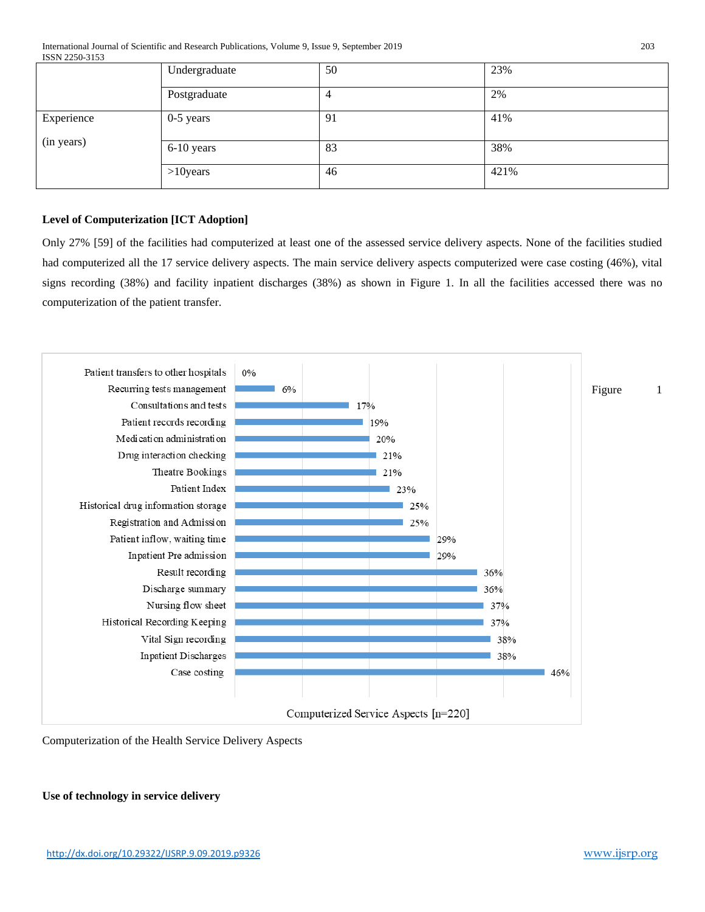|  | Undergraduate | 50 | 23% |
|---|---|---|---|
|  | Postgraduate | 4 | 2% |
| Experience (in years) | 0-5 years | 91 | 41% |
|  | 6-10 years | 83 | 38% |
|  | >10years | 46 | 421% |

**Level of Computerization [ICT Adoption]**

Only 27% [59] of the facilities had computerized at least one of the assessed service delivery aspects. None of the facilities studied had computerized all the 17 service delivery aspects. The main service delivery aspects computerized were case costing (46%), vital signs recording (38%) and facility inpatient discharges (38%) as shown in Figure 1. In all the facilities accessed there was no computerization of the patient transfer.

| Service Aspect | Computerized Service Aspects [n=220] |
|---|---|
| Patient transfers to other hospitals | 0% |
| Recurring tests management | 6% |
| Consultations and tests | 17% |
| Patient records recording | 19% |
| Medication administration | 20% |
| Drug interaction checking | 21% |
| Theatre Bookings | 21% |
| Patient Index | 23% |
| Historical drug information storage | 25% |
| Registration and Admission | 25% |
| Patient inflow, waiting time | 29% |
| Inpatient Pre admission | 29% |
| Result recording | 36% |
| Discharge summary | 36% |
| Nursing flow sheet | 37% |
| Historical Recording Keeping | 37% |
| Vital Sign recording | 38% |
| Inpatient Discharges | 38% |
| Case costing | 46% |

Figure 1 Computerization of the Health Service Delivery Aspects

**Use of technology in service delivery**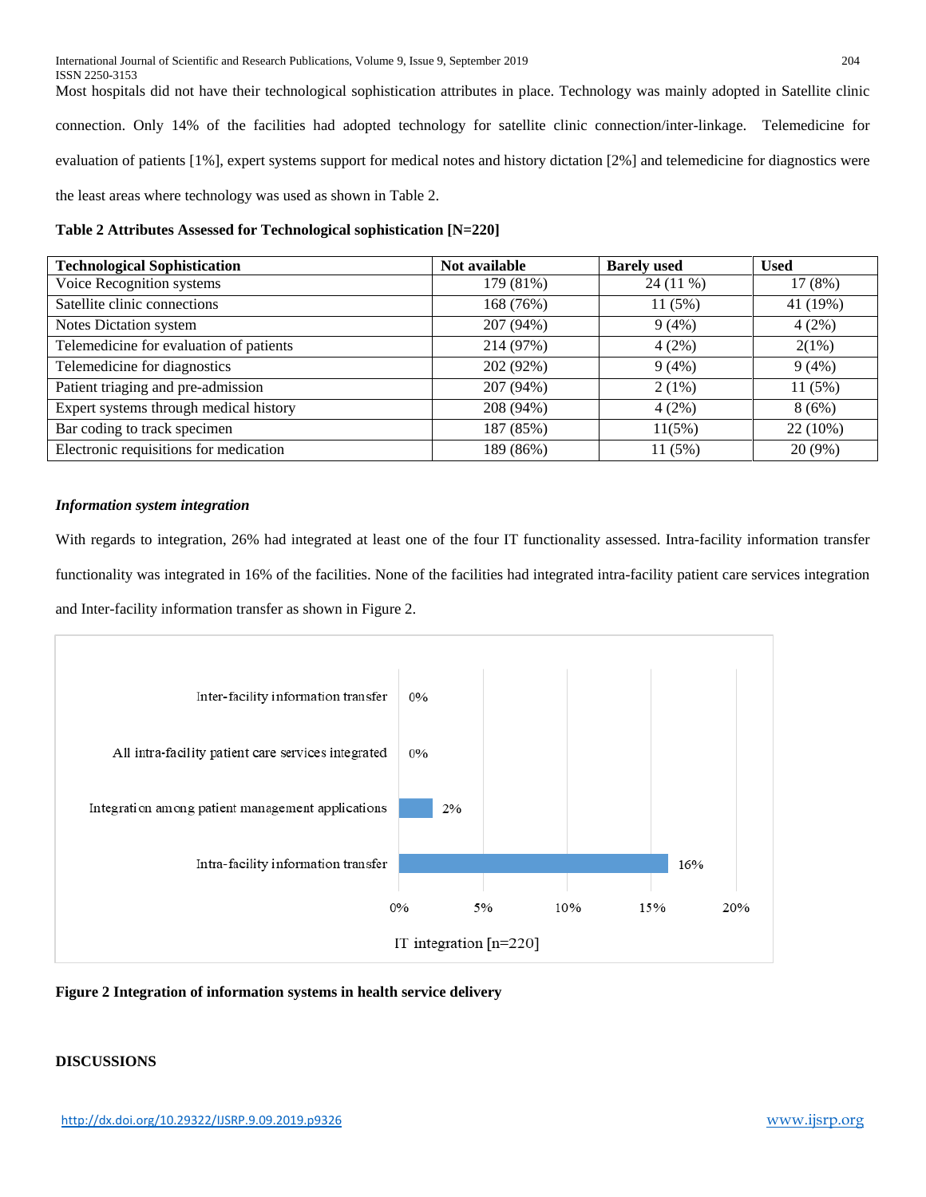Most hospitals did not have their technological sophistication attributes in place. Technology was mainly adopted in Satellite clinic connection. Only 14% of the facilities had adopted technology for satellite clinic connection/inter-linkage. Telemedicine for evaluation of patients [1%], expert systems support for medical notes and history dictation [2%] and telemedicine for diagnostics were the least areas where technology was used as shown in Table 2.

**Table 2 Attributes Assessed for Technological sophistication [N=220]**

| Technological Sophistication | Not available | Barely used | Used |
|---|---|---|---|
| Voice Recognition systems | 179 (81%) | 24 (11 %) | 17 (8%) |
| Satellite clinic connections | 168 (76%) | 11 (5%) | 41 (19%) |
| Notes Dictation system | 207 (94%) | 9 (4%) | 4 (2%) |
| Telemedicine for evaluation of patients | 214 (97%) | 4 (2%) | 2(1%) |
| Telemedicine for diagnostics | 202 (92%) | 9 (4%) | 9 (4%) |
| Patient triaging and pre-admission | 207 (94%) | 2 (1%) | 11 (5%) |
| Expert systems through medical history | 208 (94%) | 4 (2%) | 8 (6%) |
| Bar coding to track specimen | 187 (85%) | 11(5%) | 22 (10%) |
| Electronic requisitions for medication | 189 (86%) | 11 (5%) | 20 (9%) |

***Information system integration***

With regards to integration, 26% had integrated at least one of the four IT functionality assessed. Intra-facility information transfer functionality was integrated in 16% of the facilities. None of the facilities had integrated intra-facility patient care services integration and Inter-facility information transfer as shown in Figure 2.

| IT integration [n=220] | % |
|---|---|
| Inter-facility information transfer | 0% |
| All intra-facility patient care services integrated | 0% |
| Integration among patient management applications | 2% |
| Intra-facility information transfer | 16% |

**Figure 2 Integration of information systems in health service delivery**

**DISCUSSIONS**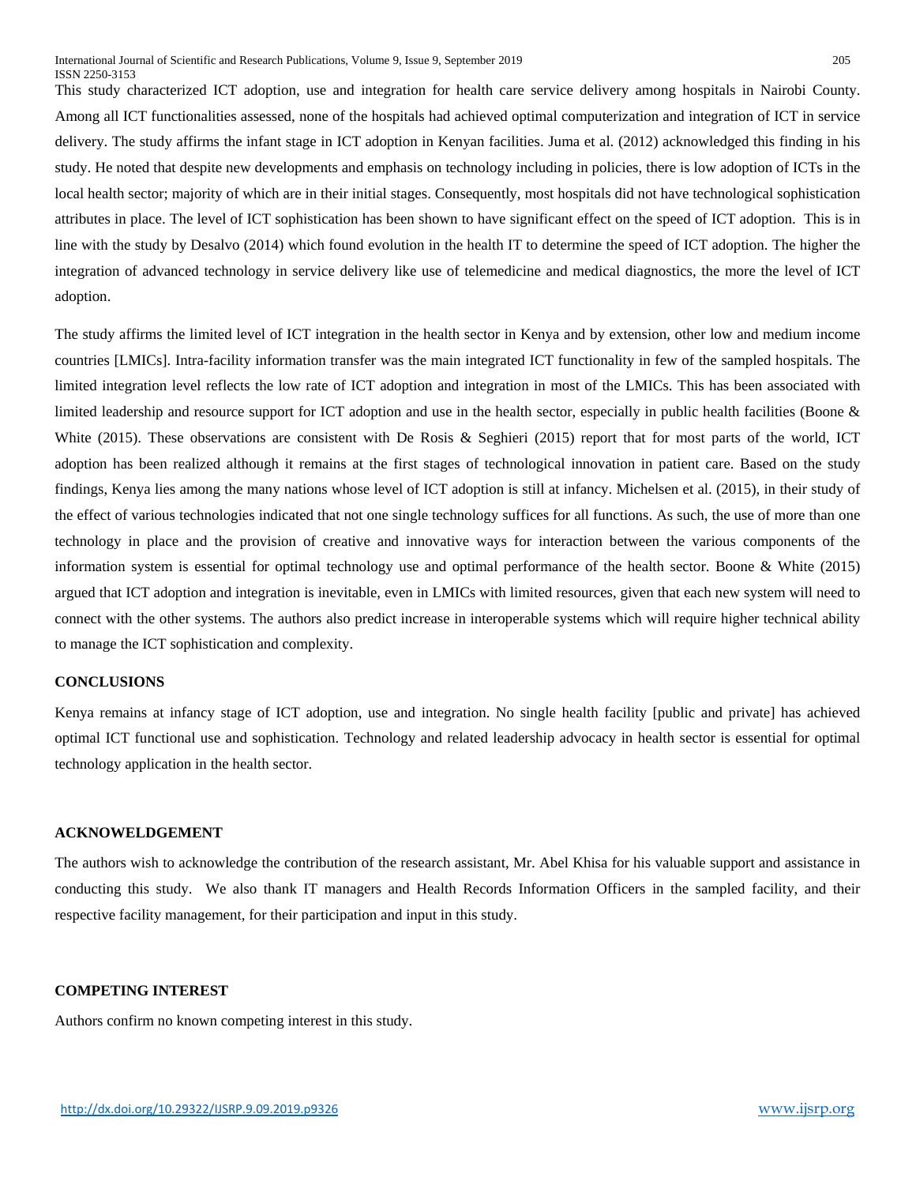This study characterized ICT adoption, use and integration for health care service delivery among hospitals in Nairobi County. Among all ICT functionalities assessed, none of the hospitals had achieved optimal computerization and integration of ICT in service delivery. The study affirms the infant stage in ICT adoption in Kenyan facilities. Juma et al. (2012) acknowledged this finding in his study. He noted that despite new developments and emphasis on technology including in policies, there is low adoption of ICTs in the local health sector; majority of which are in their initial stages. Consequently, most hospitals did not have technological sophistication attributes in place. The level of ICT sophistication has been shown to have significant effect on the speed of ICT adoption. This is in line with the study by Desalvo (2014) which found evolution in the health IT to determine the speed of ICT adoption. The higher the integration of advanced technology in service delivery like use of telemedicine and medical diagnostics, the more the level of ICT adoption.

The study affirms the limited level of ICT integration in the health sector in Kenya and by extension, other low and medium income countries [LMICs]. Intra-facility information transfer was the main integrated ICT functionality in few of the sampled hospitals. The limited integration level reflects the low rate of ICT adoption and integration in most of the LMICs. This has been associated with limited leadership and resource support for ICT adoption and use in the health sector, especially in public health facilities (Boone & White (2015). These observations are consistent with De Rosis & Seghieri (2015) report that for most parts of the world, ICT adoption has been realized although it remains at the first stages of technological innovation in patient care. Based on the study findings, Kenya lies among the many nations whose level of ICT adoption is still at infancy. Michelsen et al. (2015), in their study of the effect of various technologies indicated that not one single technology suffices for all functions. As such, the use of more than one technology in place and the provision of creative and innovative ways for interaction between the various components of the information system is essential for optimal technology use and optimal performance of the health sector. Boone & White (2015) argued that ICT adoption and integration is inevitable, even in LMICs with limited resources, given that each new system will need to connect with the other systems. The authors also predict increase in interoperable systems which will require higher technical ability to manage the ICT sophistication and complexity.

## CONCLUSIONS

Kenya remains at infancy stage of ICT adoption, use and integration. No single health facility [public and private] has achieved optimal ICT functional use and sophistication. Technology and related leadership advocacy in health sector is essential for optimal technology application in the health sector.

## ACKNOWELDGEMENT

The authors wish to acknowledge the contribution of the research assistant, Mr. Abel Khisa for his valuable support and assistance in conducting this study. We also thank IT managers and Health Records Information Officers in the sampled facility, and their respective facility management, for their participation and input in this study.

## COMPETING INTEREST

Authors confirm no known competing interest in this study.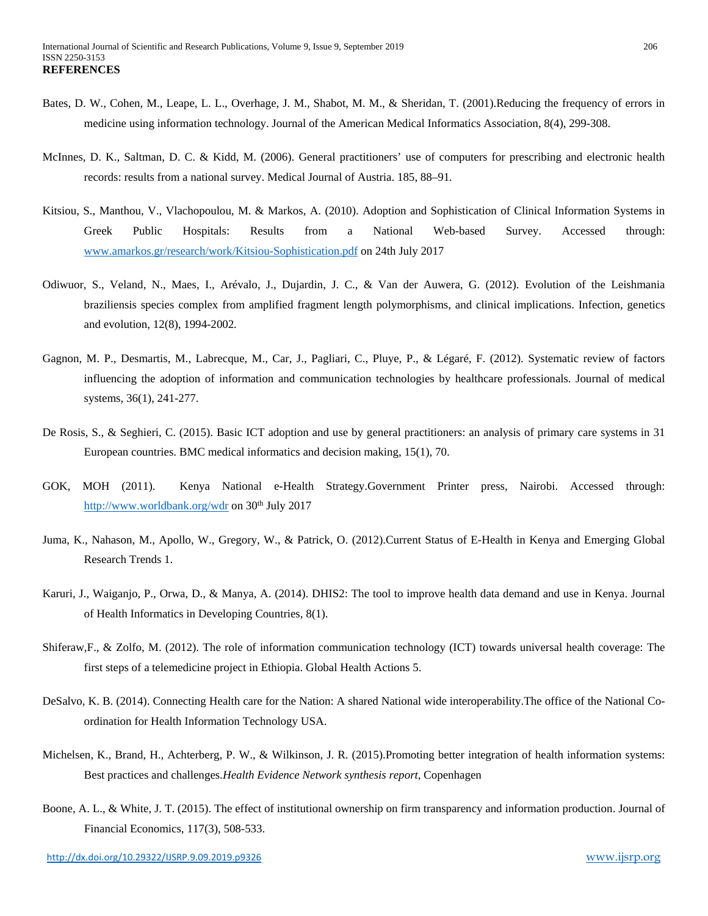**REFERENCES**

Bates, D. W., Cohen, M., Leape, L. L., Overhage, J. M., Shabot, M. M., & Sheridan, T. (2001).Reducing the frequency of errors in medicine using information technology. Journal of the American Medical Informatics Association, 8(4), 299-308.

McInnes, D. K., Saltman, D. C. & Kidd, M. (2006). General practitioners' use of computers for prescribing and electronic health records: results from a national survey. Medical Journal of Austria. 185, 88–91.

Kitsiou, S., Manthou, V., Vlachopoulou, M. & Markos, A. (2010). Adoption and Sophistication of Clinical Information Systems in Greek Public Hospitals: Results from a National Web-based Survey. Accessed through: www.amarkos.gr/research/work/Kitsiou-Sophistication.pdf on 24th July 2017

Odiwuor, S., Veland, N., Maes, I., Arévalo, J., Dujardin, J. C., & Van der Auwera, G. (2012). Evolution of the Leishmania braziliensis species complex from amplified fragment length polymorphisms, and clinical implications. Infection, genetics and evolution, 12(8), 1994-2002.

Gagnon, M. P., Desmartis, M., Labrecque, M., Car, J., Pagliari, C., Pluye, P., & Légaré, F. (2012). Systematic review of factors influencing the adoption of information and communication technologies by healthcare professionals. Journal of medical systems, 36(1), 241-277.

De Rosis, S., & Seghieri, C. (2015). Basic ICT adoption and use by general practitioners: an analysis of primary care systems in 31 European countries. BMC medical informatics and decision making, 15(1), 70.

GOK, MOH (2011). Kenya National e-Health Strategy.Government Printer press, Nairobi. Accessed through: http://www.worldbank.org/wdr on 30th July 2017

Juma, K., Nahason, M., Apollo, W., Gregory, W., & Patrick, O. (2012).Current Status of E-Health in Kenya and Emerging Global Research Trends 1.

Karuri, J., Waiganjo, P., Orwa, D., & Manya, A. (2014). DHIS2: The tool to improve health data demand and use in Kenya. Journal of Health Informatics in Developing Countries, 8(1).

Shiferaw,F., & Zolfo, M. (2012). The role of information communication technology (ICT) towards universal health coverage: The first steps of a telemedicine project in Ethiopia. Global Health Actions 5.

DeSalvo, K. B. (2014). Connecting Health care for the Nation: A shared National wide interoperability.The office of the National Co-ordination for Health Information Technology USA.

Michelsen, K., Brand, H., Achterberg, P. W., & Wilkinson, J. R. (2015).Promoting better integration of health information systems: Best practices and challenges.*Health Evidence Network synthesis report*, Copenhagen

Boone, A. L., & White, J. T. (2015). The effect of institutional ownership on firm transparency and information production. Journal of Financial Economics, 117(3), 508-533.